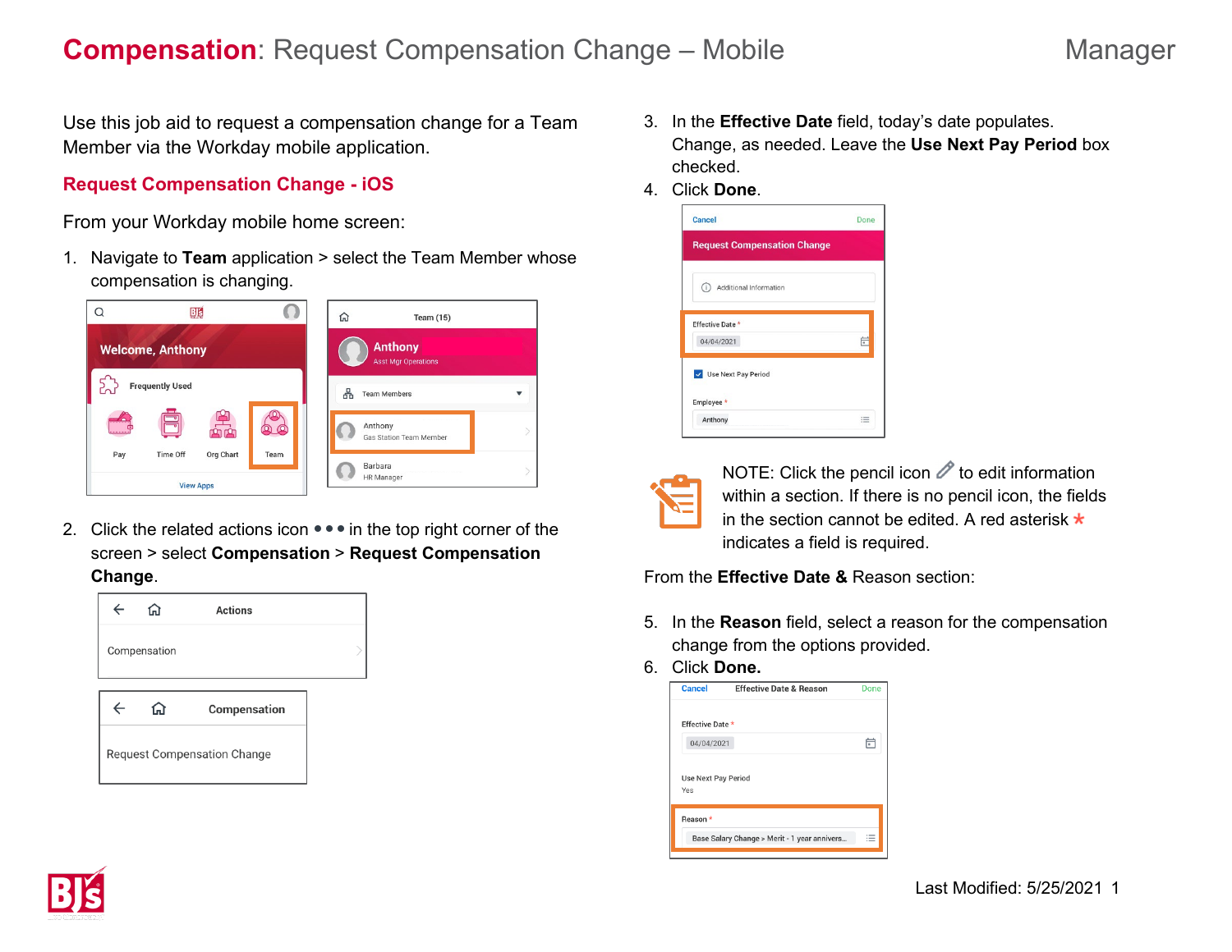# **Compensation**: Request Compensation Change – Mobile

Manager

Use this job aid to request a compensation change for a Team Member via the Workday mobile application.

## Request Compensation Change - iOS

From your Workday mobile home screen:

1. Navigate to **Team** application > select the Team Member whose compensation is changing.

2. Click the related actions icon ••• in the top right corner of the screen > select **Compensation** > **Request Compensation Change**.

3. In the **Effective Date** field, today's date populates. Change, as needed. Leave the **Use Next Pay Period** box checked.
4. Click **Done**.

NOTE: Click the pencil icon to edit information within a section. If there is no pencil icon, the fields in the section cannot be edited. A red asterisk * indicates a field is required.

From the **Effective Date &** Reason section:

5. In the **Reason** field, select a reason for the compensation change from the options provided.
6. Click **Done.**

Last Modified: 5/25/2021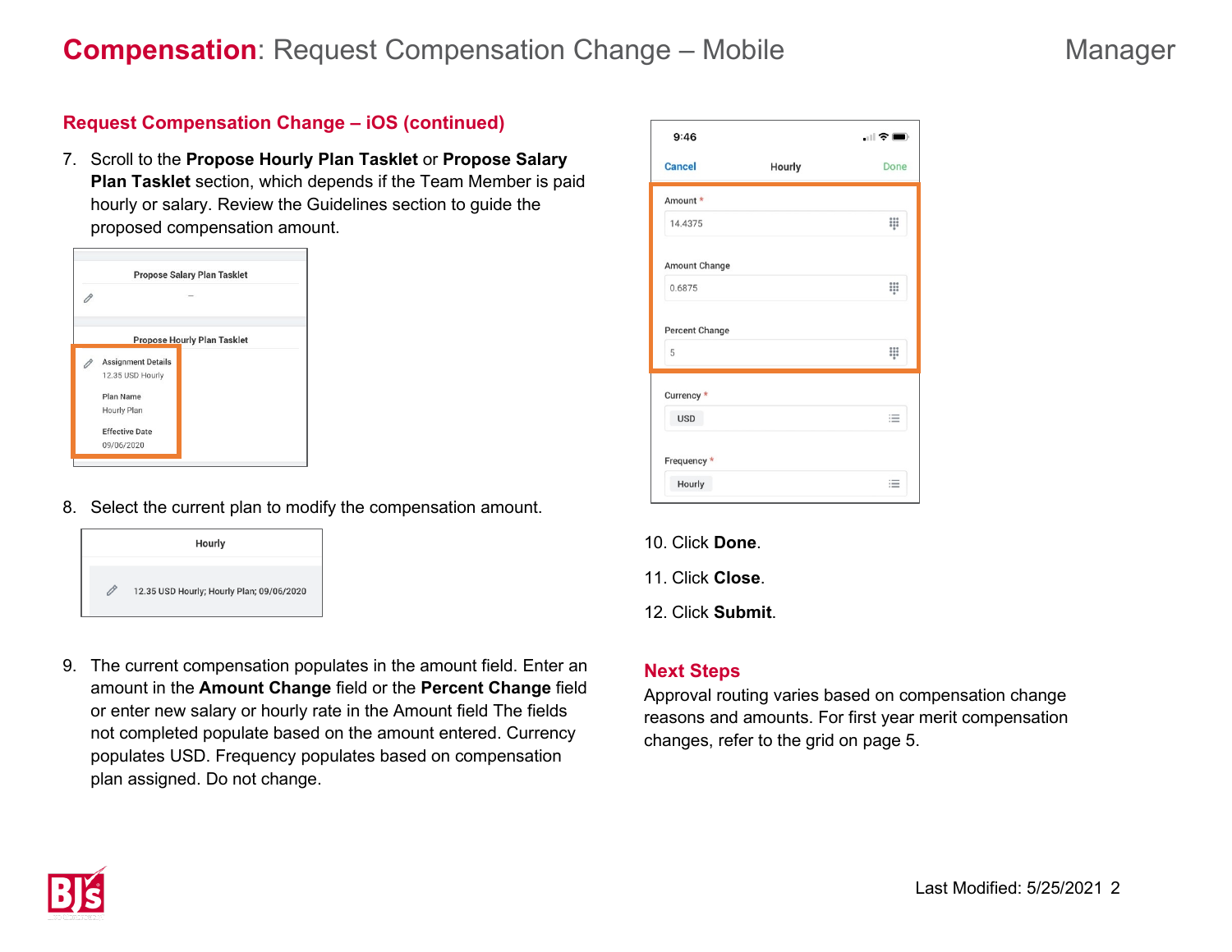# Compensation: Request Compensation Change – Mobile

Manager

## Request Compensation Change – iOS (continued)

7. Scroll to the **Propose Hourly Plan Tasklet** or **Propose Salary Plan Tasklet** section, which depends if the Team Member is paid hourly or salary. Review the Guidelines section to guide the proposed compensation amount.

8. Select the current plan to modify the compensation amount.

9. The current compensation populates in the amount field. Enter an amount in the **Amount Change** field or the **Percent Change** field or enter new salary or hourly rate in the Amount field The fields not completed populate based on the amount entered. Currency populates USD. Frequency populates based on compensation plan assigned. Do not change.

10. Click **Done**.

11. Click **Close**.

12. Click **Submit**.

## Next Steps

Approval routing varies based on compensation change reasons and amounts. For first year merit compensation changes, refer to the grid on page 5.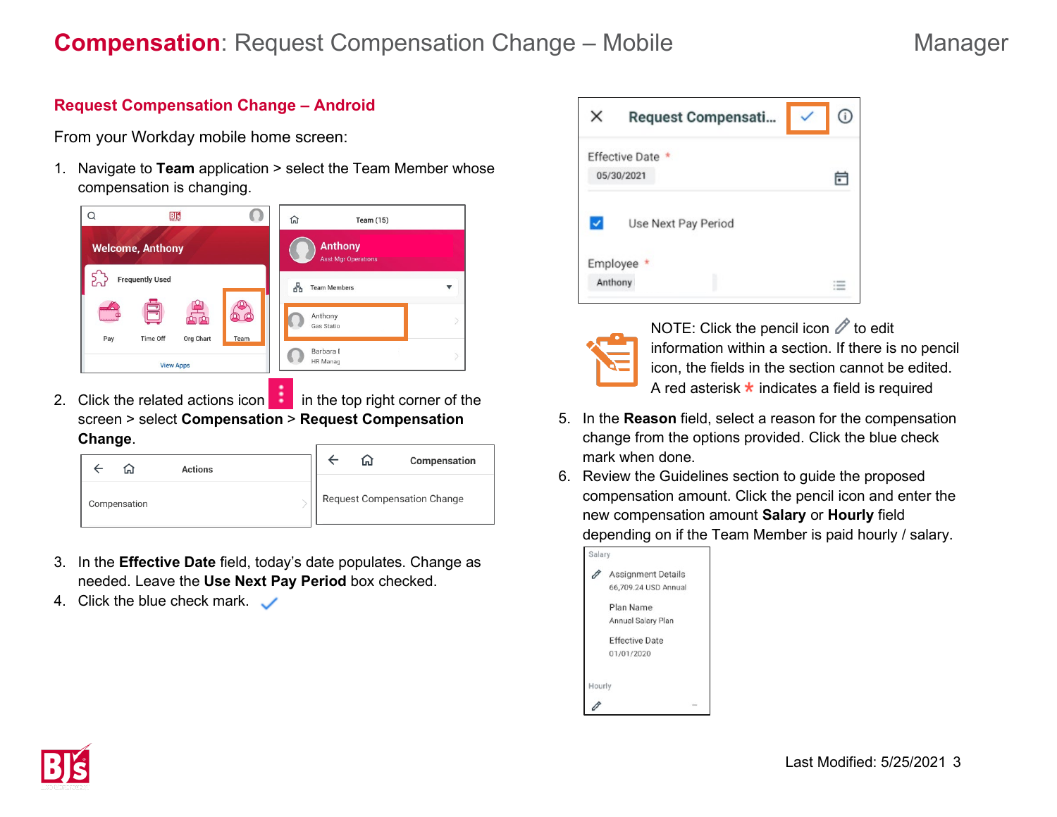# **Compensation**: Request Compensation Change – Mobile

Manager

## Request Compensation Change – Android

From your Workday mobile home screen:

1. Navigate to **Team** application > select the Team Member whose compensation is changing.
2. Click the related actions icon in the top right corner of the screen > select **Compensation** > **Request Compensation Change**.
3. In the **Effective Date** field, today's date populates. Change as needed. Leave the **Use Next Pay Period** box checked.
4. Click the blue check mark.

NOTE: Click the pencil icon to edit information within a section. If there is no pencil icon, the fields in the section cannot be edited. A red asterisk * indicates a field is required

5. In the **Reason** field, select a reason for the compensation change from the options provided. Click the blue check mark when done.
6. Review the Guidelines section to guide the proposed compensation amount. Click the pencil icon and enter the new compensation amount **Salary** or **Hourly** field depending on if the Team Member is paid hourly / salary.

Last Modified: 5/25/2021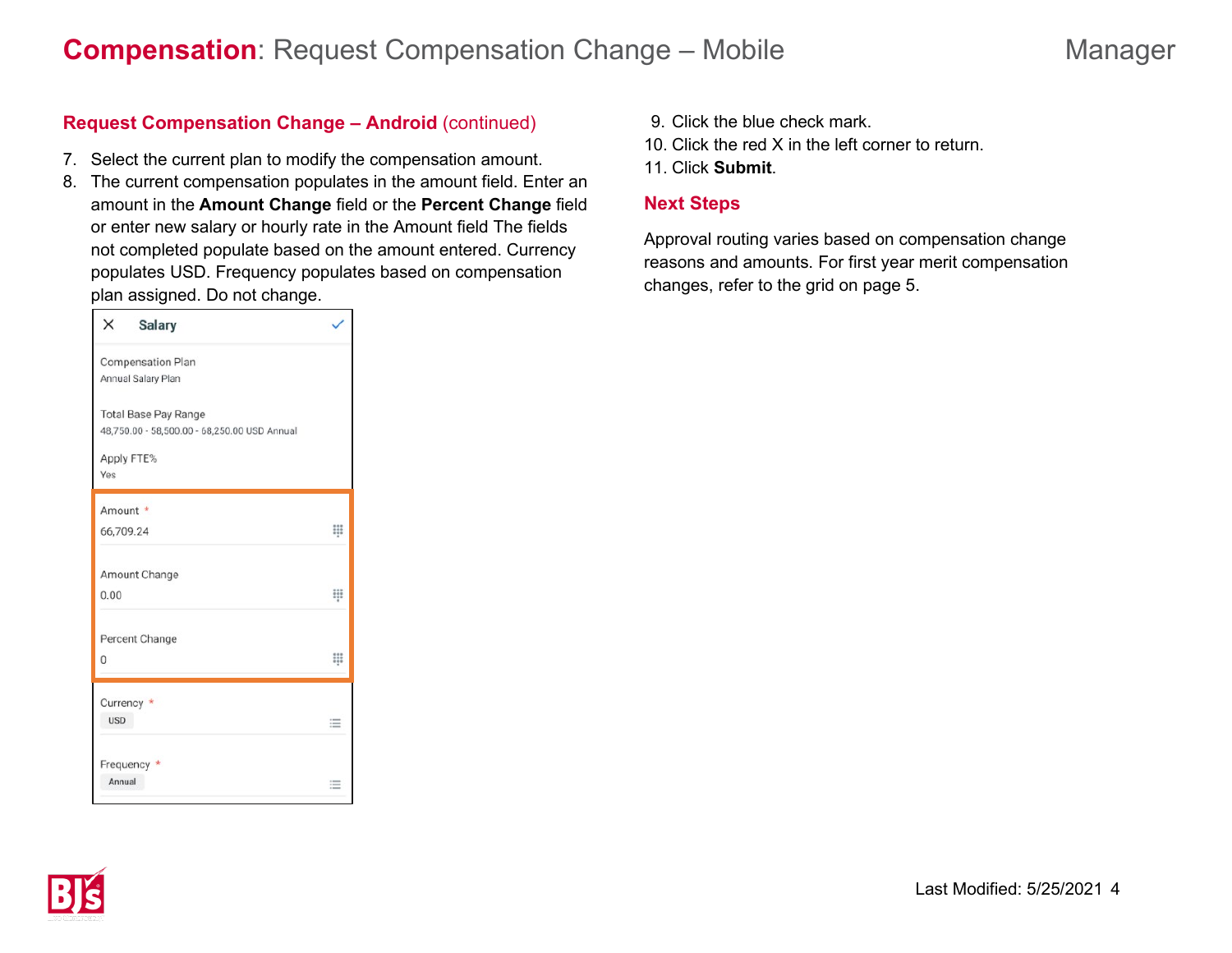### Request Compensation Change – Android (continued)

7. Select the current plan to modify the compensation amount.
8. The current compensation populates in the amount field. Enter an amount in the **Amount Change** field or the **Percent Change** field or enter new salary or hourly rate in the Amount field The fields not completed populate based on the amount entered. Currency populates USD. Frequency populates based on compensation plan assigned. Do not change.
9. Click the blue check mark.
10. Click the red X in the left corner to return.
11. Click **Submit**.

### Next Steps

Approval routing varies based on compensation change reasons and amounts. For first year merit compensation changes, refer to the grid on page 5.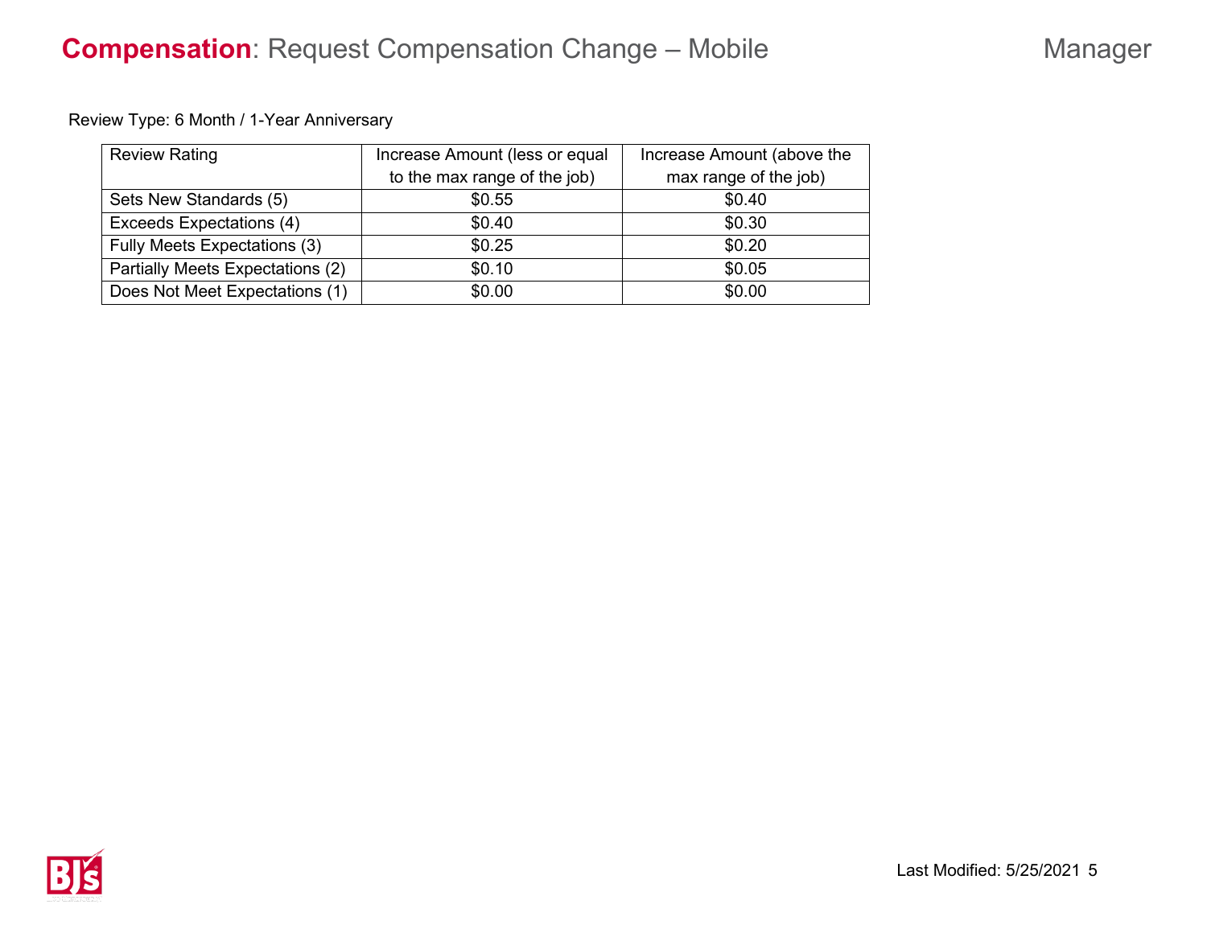Review Type: 6 Month / 1-Year Anniversary

| Review Rating | Increase Amount (less or equal to the max range of the job) | Increase Amount (above the max range of the job) |
|---|---|---|
| Sets New Standards (5) | $0.55 | $0.40 |
| Exceeds Expectations (4) | $0.40 | $0.30 |
| Fully Meets Expectations (3) | $0.25 | $0.20 |
| Partially Meets Expectations (2) | $0.10 | $0.05 |
| Does Not Meet Expectations (1) | $0.00 | $0.00 |